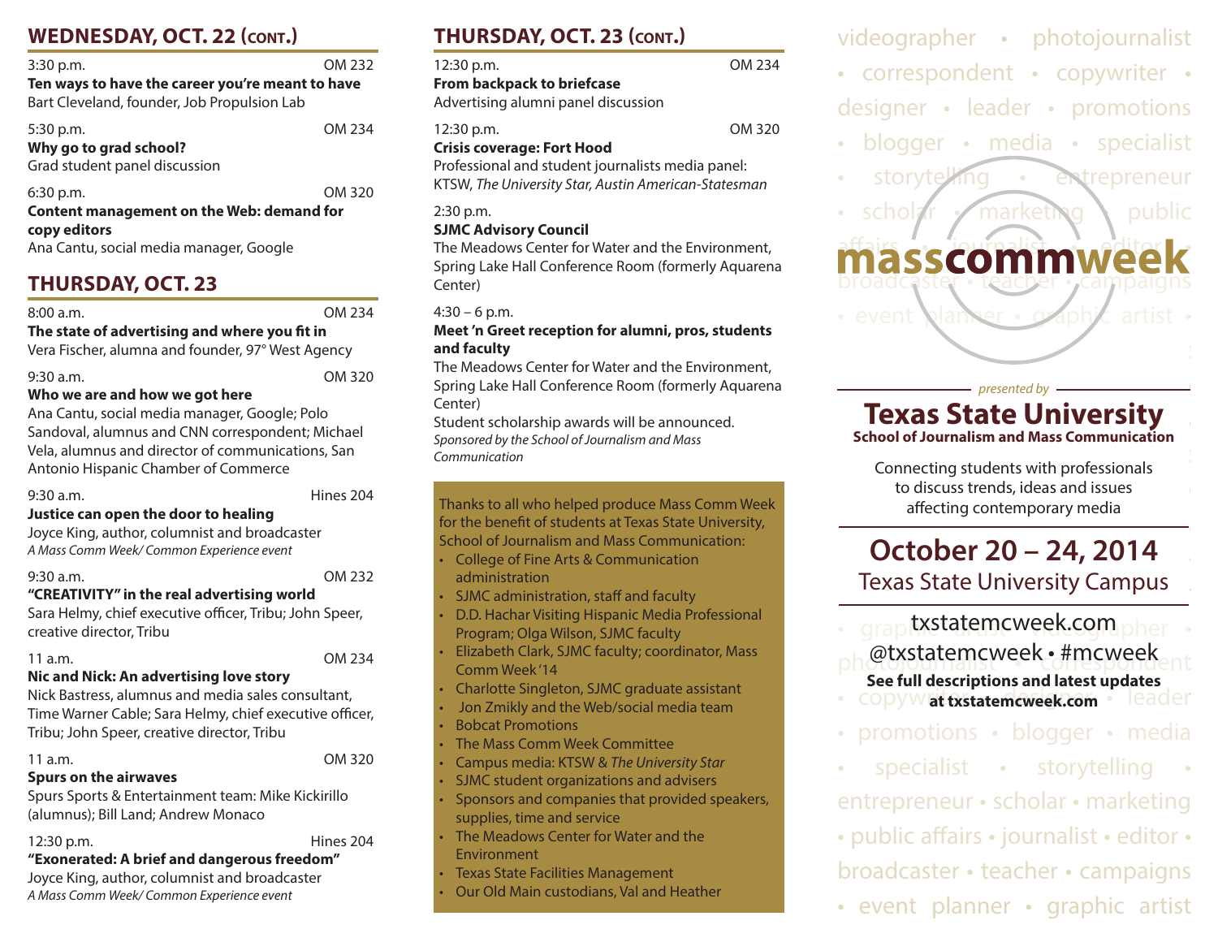## WEDNESDAY, OCT. 22 (CONT.)

3:30 p.m. OM 232
**Ten ways to have the career you're meant to have**
Bart Cleveland, founder, Job Propulsion Lab

5:30 p.m. OM 234
**Why go to grad school?**
Grad student panel discussion

6:30 p.m. OM 320
**Content management on the Web: demand for copy editors**
Ana Cantu, social media manager, Google

## THURSDAY, OCT. 23

8:00 a.m. OM 234
**The state of advertising and where you fit in**
Vera Fischer, alumna and founder, 97° West Agency

9:30 a.m. OM 320
**Who we are and how we got here**
Ana Cantu, social media manager, Google; Polo Sandoval, alumnus and CNN correspondent; Michael Vela, alumnus and director of communications, San Antonio Hispanic Chamber of Commerce

9:30 a.m. Hines 204
**Justice can open the door to healing**
Joyce King, author, columnist and broadcaster
*A Mass Comm Week/ Common Experience event*

9:30 a.m. OM 232
**"CREATIVITY" in the real advertising world**
Sara Helmy, chief executive officer, Tribu; John Speer, creative director, Tribu

11 a.m. OM 234
**Nic and Nick: An advertising love story**
Nick Bastress, alumnus and media sales consultant, Time Warner Cable; Sara Helmy, chief executive officer, Tribu; John Speer, creative director, Tribu

11 a.m. OM 320
**Spurs on the airwaves**
Spurs Sports & Entertainment team: Mike Kickirillo (alumnus); Bill Land; Andrew Monaco

12:30 p.m. Hines 204
**"Exonerated: A brief and dangerous freedom"**
Joyce King, author, columnist and broadcaster
*A Mass Comm Week/ Common Experience event*

## THURSDAY, OCT. 23 (CONT.)

12:30 p.m. OM 234
**From backpack to briefcase**
Advertising alumni panel discussion

12:30 p.m. OM 320
**Crisis coverage: Fort Hood**
Professional and student journalists media panel: KTSW, *The University Star, Austin American-Statesman*

2:30 p.m.
**SJMC Advisory Council**
The Meadows Center for Water and the Environment, Spring Lake Hall Conference Room (formerly Aquarena Center)

4:30 – 6 p.m.
**Meet 'n Greet reception for alumni, pros, students and faculty**
The Meadows Center for Water and the Environment, Spring Lake Hall Conference Room (formerly Aquarena Center)
Student scholarship awards will be announced.
*Sponsored by the School of Journalism and Mass Communication*

Thanks to all who helped produce Mass Comm Week for the benefit of students at Texas State University, School of Journalism and Mass Communication:

- College of Fine Arts & Communication administration
- SJMC administration, staff and faculty
- D.D. Hachar Visiting Hispanic Media Professional Program; Olga Wilson, SJMC faculty
- Elizabeth Clark, SJMC faculty; coordinator, Mass Comm Week '14
- Charlotte Singleton, SJMC graduate assistant
- Jon Zmikly and the Web/social media team
- Bobcat Promotions
- The Mass Comm Week Committee
- Campus media: KTSW & *The University Star*
- SJMC student organizations and advisers
- Sponsors and companies that provided speakers, supplies, time and service
- The Meadows Center for Water and the Environment
- Texas State Facilities Management
- Our Old Main custodians, Val and Heather

videographer • photojournalist • correspondent • copywriter • designer • leader • promotions • blogger • media • specialist • storytelling • entrepreneur • scholar • marketing • public affairs • journalist • editor • broadcaster • teacher • campaigns • event planner • graphic artist •

# masscommweek

*presented by*

# Texas State University
**School of Journalism and Mass Communication**

Connecting students with professionals to discuss trends, ideas and issues affecting contemporary media

## October 20 – 24, 2014
Texas State University Campus

txstatemcweek.com
@txstatemcweek • #mcweek
**See full descriptions and latest updates at txstatemcweek.com**

promotions • blogger • media • specialist • storytelling • entrepreneur • scholar • marketing • public affairs • journalist • editor • broadcaster • teacher • campaigns • event planner • graphic artist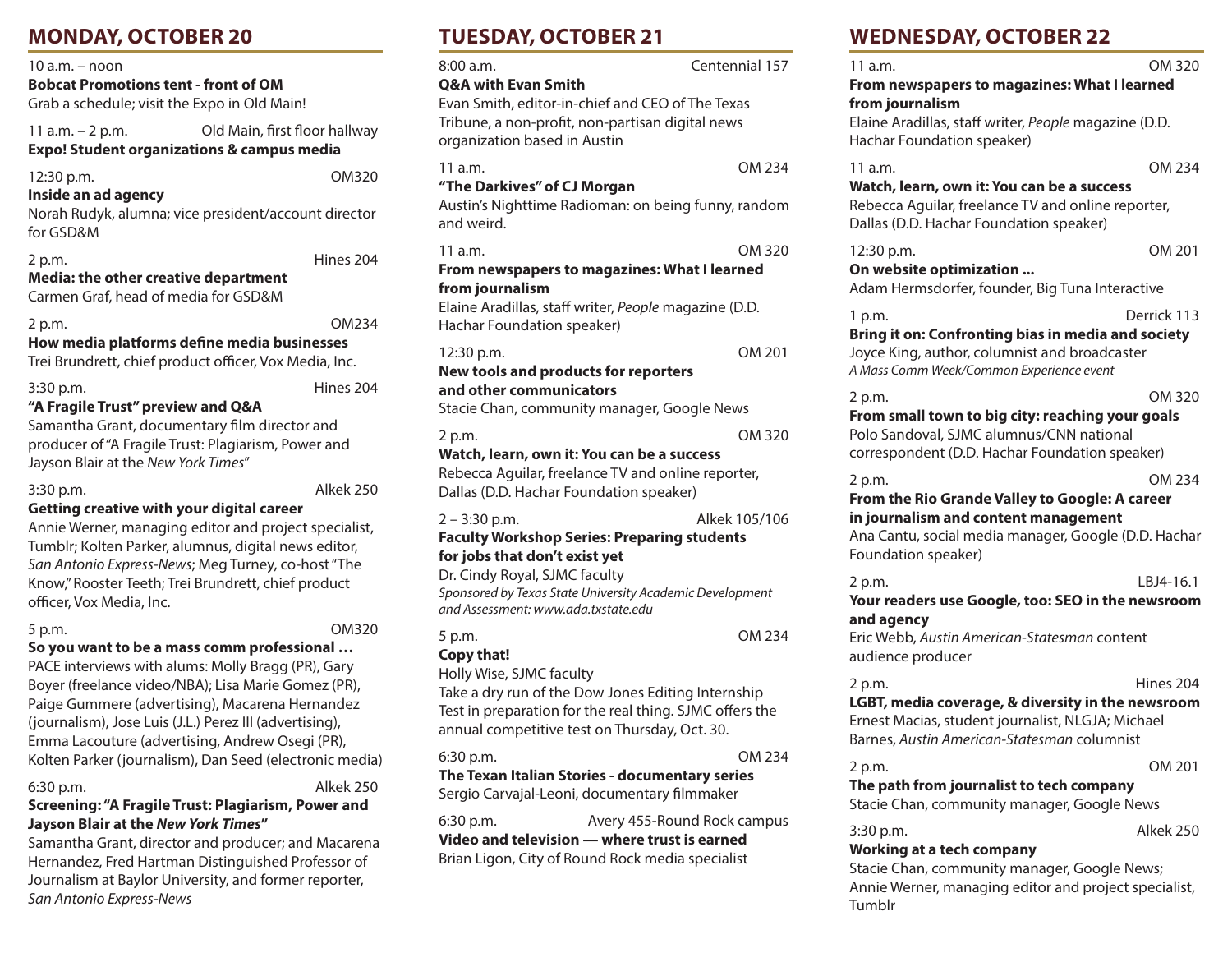## MONDAY, OCTOBER 20

10 a.m. – noon
**Bobcat Promotions tent - front of OM**
Grab a schedule; visit the Expo in Old Main!

11 a.m. – 2 p.m. — Old Main, first floor hallway
**Expo! Student organizations & campus media**

12:30 p.m. — OM320
**Inside an ad agency**
Norah Rudyk, alumna; vice president/account director for GSD&M

2 p.m. — Hines 204
**Media: the other creative department**
Carmen Graf, head of media for GSD&M

2 p.m. — OM234
**How media platforms define media businesses**
Trei Brundrett, chief product officer, Vox Media, Inc.

3:30 p.m. — Hines 204
**"A Fragile Trust" preview and Q&A**
Samantha Grant, documentary film director and producer of "A Fragile Trust: Plagiarism, Power and Jayson Blair at the *New York Times*"

3:30 p.m. — Alkek 250
**Getting creative with your digital career**
Annie Werner, managing editor and project specialist, Tumblr; Kolten Parker, alumnus, digital news editor, *San Antonio Express-News*; Meg Turney, co-host "The Know," Rooster Teeth; Trei Brundrett, chief product officer, Vox Media, Inc.

5 p.m. — OM320
**So you want to be a mass comm professional …**
PACE interviews with alums: Molly Bragg (PR), Gary Boyer (freelance video/NBA); Lisa Marie Gomez (PR), Paige Gummere (advertising), Macarena Hernandez (journalism), Jose Luis (J.L.) Perez III (advertising), Emma Lacoutune (advertising, Andrew Osegi (PR), Kolten Parker (journalism), Dan Seed (electronic media)

6:30 p.m. — Alkek 250
**Screening: "A Fragile Trust: Plagiarism, Power and Jayson Blair at the *New York Times*"**
Samantha Grant, director and producer; and Macarena Hernandez, Fred Hartman Distinguished Professor of Journalism at Baylor University, and former reporter, *San Antonio Express-News*

## TUESDAY, OCTOBER 21

8:00 a.m. — Centennial 157
**Q&A with Evan Smith**
Evan Smith, editor-in-chief and CEO of The Texas Tribune, a non-profit, non-partisan digital news organization based in Austin

11 a.m. — OM 234
**"The Darkives" of CJ Morgan**
Austin's Nighttime Radioman: on being funny, random and weird.

11 a.m. — OM 320
**From newspapers to magazines: What I learned from journalism**
Elaine Aradillas, staff writer, *People* magazine (D.D. Hachar Foundation speaker)

12:30 p.m. — OM 201
**New tools and products for reporters and other communicators**
Stacie Chan, community manager, Google News

2 p.m. — OM 320
**Watch, learn, own it: You can be a success**
Rebecca Aguilar, freelance TV and online reporter, Dallas (D.D. Hachar Foundation speaker)

2 – 3:30 p.m. — Alkek 105/106
**Faculty Workshop Series: Preparing students for jobs that don't exist yet**
Dr. Cindy Royal, SJMC faculty
*Sponsored by Texas State University Academic Development and Assessment: www.ada.txstate.edu*

5 p.m. — OM 234
**Copy that!**
Holly Wise, SJMC faculty
Take a dry run of the Dow Jones Editing Internship Test in preparation for the real thing. SJMC offers the annual competitive test on Thursday, Oct. 30.

6:30 p.m. — OM 234
**The Texan Italian Stories - documentary series**
Sergio Carvajal-Leoni, documentary filmmaker

6:30 p.m. — Avery 455-Round Rock campus
**Video and television — where trust is earned**
Brian Ligon, City of Round Rock media specialist

## WEDNESDAY, OCTOBER 22

11 a.m. — OM 320
**From newspapers to magazines: What I learned from journalism**
Elaine Aradillas, staff writer, *People* magazine (D.D. Hachar Foundation speaker)

11 a.m. — OM 234
**Watch, learn, own it: You can be a success**
Rebecca Aguilar, freelance TV and online reporter, Dallas (D.D. Hachar Foundation speaker)

12:30 p.m. — OM 201
**On website optimization ...**
Adam Hermsdorfer, founder, Big Tuna Interactive

1 p.m. — Derrick 113
**Bring it on: Confronting bias in media and society**
Joyce King, author, columnist and broadcaster
*A Mass Comm Week/Common Experience event*

2 p.m. — OM 320
**From small town to big city: reaching your goals**
Polo Sandoval, SJMC alumnus/CNN national correspondent (D.D. Hachar Foundation speaker)

2 p.m. — OM 234
**From the Rio Grande Valley to Google: A career in journalism and content management**
Ana Cantu, social media manager, Google (D.D. Hachar Foundation speaker)

2 p.m. — LBJ4-16.1
**Your readers use Google, too: SEO in the newsroom and agency**
Eric Webb, *Austin American-Statesman* content audience producer

2 p.m. — Hines 204
**LGBT, media coverage, & diversity in the newsroom**
Ernest Macias, student journalist, NLGJA; Michael Barnes, *Austin American-Statesman* columnist

2 p.m. — OM 201
**The path from journalist to tech company**
Stacie Chan, community manager, Google News

3:30 p.m. — Alkek 250
**Working at a tech company**
Stacie Chan, community manager, Google News; Annie Werner, managing editor and project specialist, Tumblr